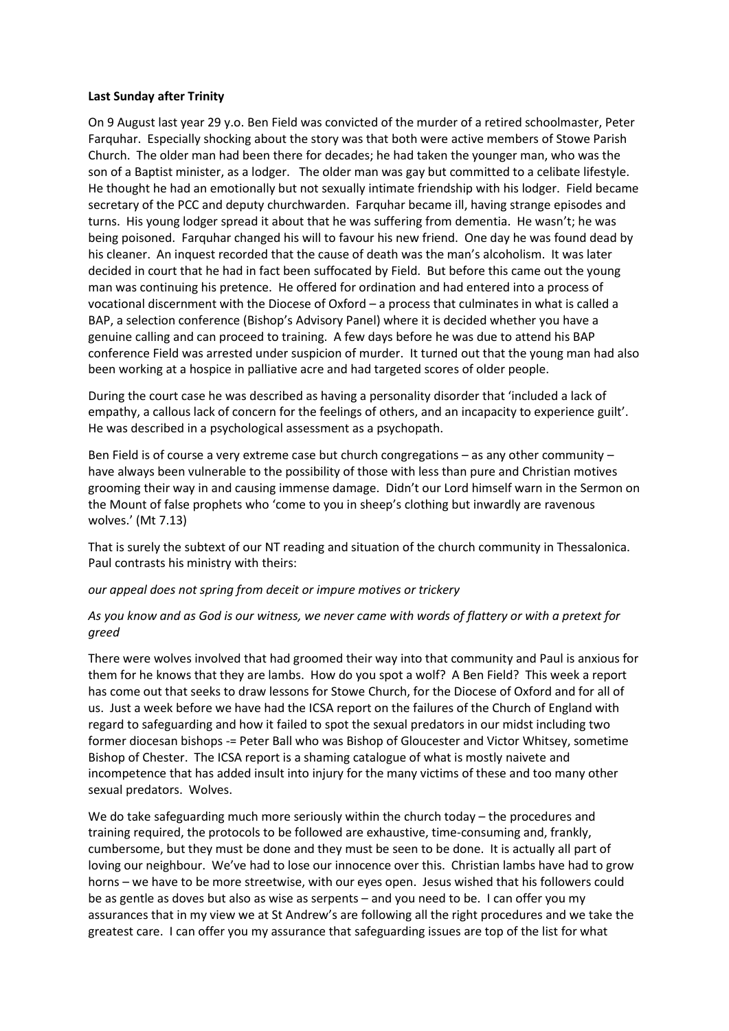**Last Sunday after Trinity**

On 9 August last year 29 y.o. Ben Field was convicted of the murder of a retired schoolmaster, Peter Farquhar. Especially shocking about the story was that both were active members of Stowe Parish Church. The older man had been there for decades; he had taken the younger man, who was the son of a Baptist minister, as a lodger. The older man was gay but committed to a celibate lifestyle. He thought he had an emotionally but not sexually intimate friendship with his lodger. Field became secretary of the PCC and deputy churchwarden. Farquhar became ill, having strange episodes and turns. His young lodger spread it about that he was suffering from dementia. He wasn't; he was being poisoned. Farquhar changed his will to favour his new friend. One day he was found dead by his cleaner. An inquest recorded that the cause of death was the man's alcoholism. It was later decided in court that he had in fact been suffocated by Field. But before this came out the young man was continuing his pretence. He offered for ordination and had entered into a process of vocational discernment with the Diocese of Oxford – a process that culminates in what is called a BAP, a selection conference (Bishop's Advisory Panel) where it is decided whether you have a genuine calling and can proceed to training. A few days before he was due to attend his BAP conference Field was arrested under suspicion of murder. It turned out that the young man had also been working at a hospice in palliative acre and had targeted scores of older people.

During the court case he was described as having a personality disorder that 'included a lack of empathy, a callous lack of concern for the feelings of others, and an incapacity to experience guilt'. He was described in a psychological assessment as a psychopath.

Ben Field is of course a very extreme case but church congregations – as any other community – have always been vulnerable to the possibility of those with less than pure and Christian motives grooming their way in and causing immense damage. Didn't our Lord himself warn in the Sermon on the Mount of false prophets who 'come to you in sheep's clothing but inwardly are ravenous wolves.' (Mt 7.13)

That is surely the subtext of our NT reading and situation of the church community in Thessalonica. Paul contrasts his ministry with theirs:

*our appeal does not spring from deceit or impure motives or trickery*

*As you know and as God is our witness, we never came with words of flattery or with a pretext for greed*

There were wolves involved that had groomed their way into that community and Paul is anxious for them for he knows that they are lambs. How do you spot a wolf? A Ben Field? This week a report has come out that seeks to draw lessons for Stowe Church, for the Diocese of Oxford and for all of us. Just a week before we have had the ICSA report on the failures of the Church of England with regard to safeguarding and how it failed to spot the sexual predators in our midst including two former diocesan bishops -= Peter Ball who was Bishop of Gloucester and Victor Whitsey, sometime Bishop of Chester. The ICSA report is a shaming catalogue of what is mostly naivete and incompetence that has added insult into injury for the many victims of these and too many other sexual predators. Wolves.

We do take safeguarding much more seriously within the church today – the procedures and training required, the protocols to be followed are exhaustive, time-consuming and, frankly, cumbersome, but they must be done and they must be seen to be done. It is actually all part of loving our neighbour. We've had to lose our innocence over this. Christian lambs have had to grow horns – we have to be more streetwise, with our eyes open. Jesus wished that his followers could be as gentle as doves but also as wise as serpents – and you need to be. I can offer you my assurances that in my view we at St Andrew's are following all the right procedures and we take the greatest care. I can offer you my assurance that safeguarding issues are top of the list for what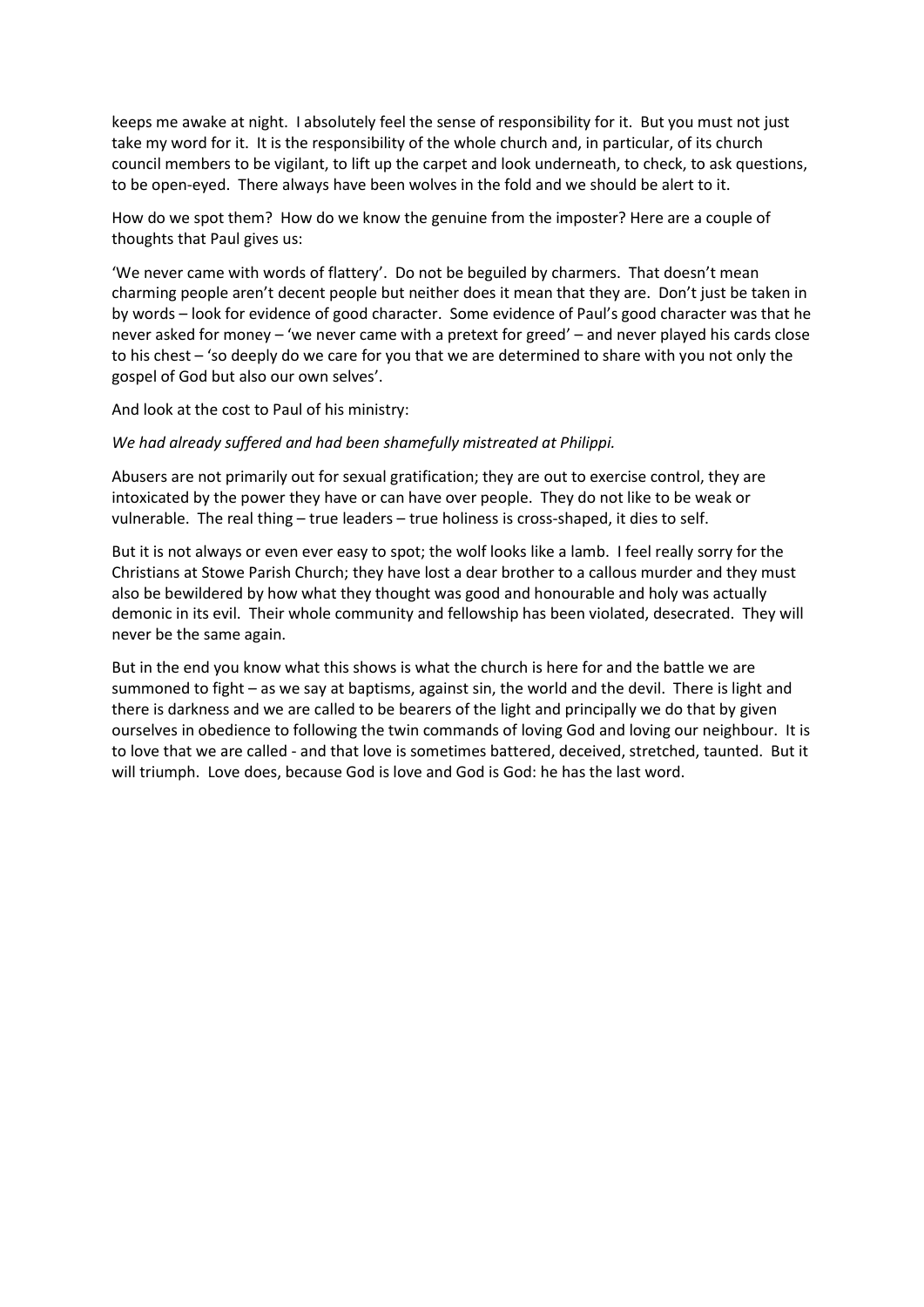keeps me awake at night. I absolutely feel the sense of responsibility for it. But you must not just take my word for it. It is the responsibility of the whole church and, in particular, of its church council members to be vigilant, to lift up the carpet and look underneath, to check, to ask questions, to be open-eyed. There always have been wolves in the fold and we should be alert to it.

How do we spot them? How do we know the genuine from the imposter? Here are a couple of thoughts that Paul gives us:

'We never came with words of flattery'. Do not be beguiled by charmers. That doesn't mean charming people aren't decent people but neither does it mean that they are. Don't just be taken in by words – look for evidence of good character. Some evidence of Paul's good character was that he never asked for money – 'we never came with a pretext for greed' – and never played his cards close to his chest – 'so deeply do we care for you that we are determined to share with you not only the gospel of God but also our own selves'.

And look at the cost to Paul of his ministry:

*We had already suffered and had been shamefully mistreated at Philippi.*

Abusers are not primarily out for sexual gratification; they are out to exercise control, they are intoxicated by the power they have or can have over people. They do not like to be weak or vulnerable. The real thing – true leaders – true holiness is cross-shaped, it dies to self.

But it is not always or even ever easy to spot; the wolf looks like a lamb. I feel really sorry for the Christians at Stowe Parish Church; they have lost a dear brother to a callous murder and they must also be bewildered by how what they thought was good and honourable and holy was actually demonic in its evil. Their whole community and fellowship has been violated, desecrated. They will never be the same again.

But in the end you know what this shows is what the church is here for and the battle we are summoned to fight – as we say at baptisms, against sin, the world and the devil. There is light and there is darkness and we are called to be bearers of the light and principally we do that by given ourselves in obedience to following the twin commands of loving God and loving our neighbour. It is to love that we are called - and that love is sometimes battered, deceived, stretched, taunted. But it will triumph. Love does, because God is love and God is God: he has the last word.